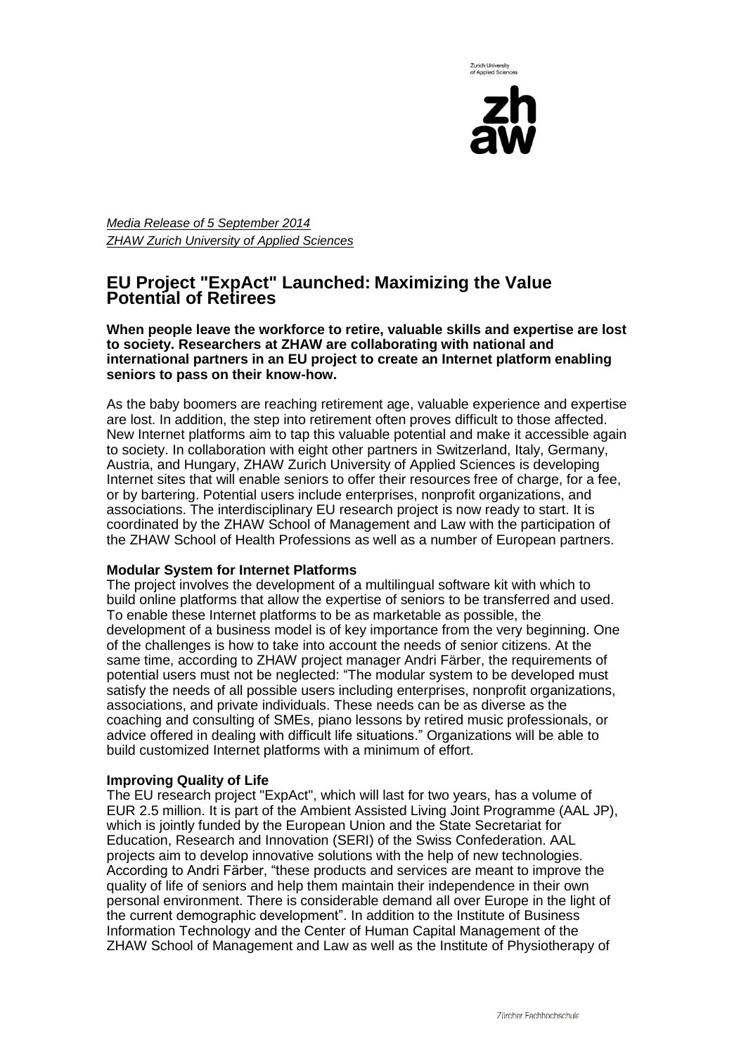*Media Release of 5 September 2014*
*ZHAW Zurich University of Applied Sciences*

# EU Project "ExpAct" Launched: Maximizing the Value Potential of Retirees

**When people leave the workforce to retire, valuable skills and expertise are lost to society. Researchers at ZHAW are collaborating with national and international partners in an EU project to create an Internet platform enabling seniors to pass on their know-how.**

As the baby boomers are reaching retirement age, valuable experience and expertise are lost. In addition, the step into retirement often proves difficult to those affected. New Internet platforms aim to tap this valuable potential and make it accessible again to society. In collaboration with eight other partners in Switzerland, Italy, Germany, Austria, and Hungary, ZHAW Zurich University of Applied Sciences is developing Internet sites that will enable seniors to offer their resources free of charge, for a fee, or by bartering. Potential users include enterprises, nonprofit organizations, and associations. The interdisciplinary EU research project is now ready to start. It is coordinated by the ZHAW School of Management and Law with the participation of the ZHAW School of Health Professions as well as a number of European partners.

**Modular System for Internet Platforms**

The project involves the development of a multilingual software kit with which to build online platforms that allow the expertise of seniors to be transferred and used. To enable these Internet platforms to be as marketable as possible, the development of a business model is of key importance from the very beginning. One of the challenges is how to take into account the needs of senior citizens. At the same time, according to ZHAW project manager Andri Färber, the requirements of potential users must not be neglected: "The modular system to be developed must satisfy the needs of all possible users including enterprises, nonprofit organizations, associations, and private individuals. These needs can be as diverse as the coaching and consulting of SMEs, piano lessons by retired music professionals, or advice offered in dealing with difficult life situations." Organizations will be able to build customized Internet platforms with a minimum of effort.

**Improving Quality of Life**

The EU research project "ExpAct", which will last for two years, has a volume of EUR 2.5 million. It is part of the Ambient Assisted Living Joint Programme (AAL JP), which is jointly funded by the European Union and the State Secretariat for Education, Research and Innovation (SERI) of the Swiss Confederation. AAL projects aim to develop innovative solutions with the help of new technologies. According to Andri Färber, "these products and services are meant to improve the quality of life of seniors and help them maintain their independence in their own personal environment. There is considerable demand all over Europe in the light of the current demographic development". In addition to the Institute of Business Information Technology and the Center of Human Capital Management of the ZHAW School of Management and Law as well as the Institute of Physiotherapy of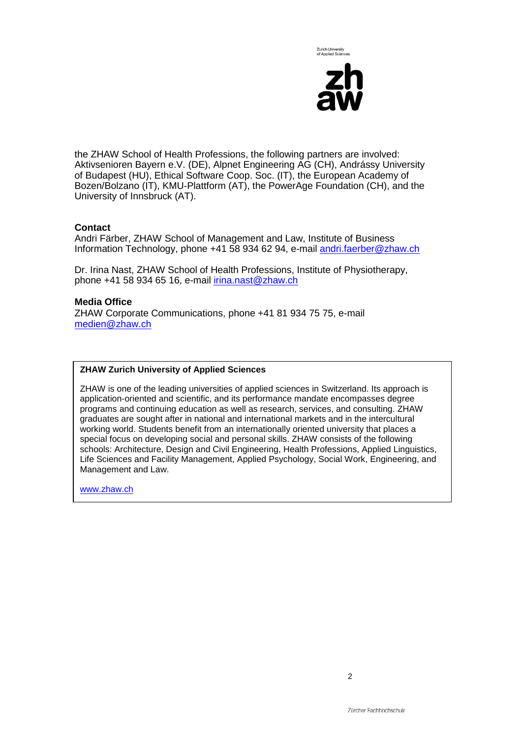the ZHAW School of Health Professions, the following partners are involved: Aktivsenioren Bayern e.V. (DE), Alpnet Engineering AG (CH), Andrássy University of Budapest (HU), Ethical Software Coop. Soc. (IT), the European Academy of Bozen/Bolzano (IT), KMU-Plattform (AT), the PowerAge Foundation (CH), and the University of Innsbruck (AT).

**Contact**
Andri Färber, ZHAW School of Management and Law, Institute of Business Information Technology, phone +41 58 934 62 94, e-mail andri.faerber@zhaw.ch

Dr. Irina Nast, ZHAW School of Health Professions, Institute of Physiotherapy, phone +41 58 934 65 16, e-mail irina.nast@zhaw.ch

**Media Office**
ZHAW Corporate Communications, phone +41 81 934 75 75, e-mail medien@zhaw.ch

**ZHAW Zurich University of Applied Sciences**

ZHAW is one of the leading universities of applied sciences in Switzerland. Its approach is application-oriented and scientific, and its performance mandate encompasses degree programs and continuing education as well as research, services, and consulting. ZHAW graduates are sought after in national and international markets and in the intercultural working world. Students benefit from an internationally oriented university that places a special focus on developing social and personal skills. ZHAW consists of the following schools: Architecture, Design and Civil Engineering, Health Professions, Applied Linguistics, Life Sciences and Facility Management, Applied Psychology, Social Work, Engineering, and Management and Law.

www.zhaw.ch